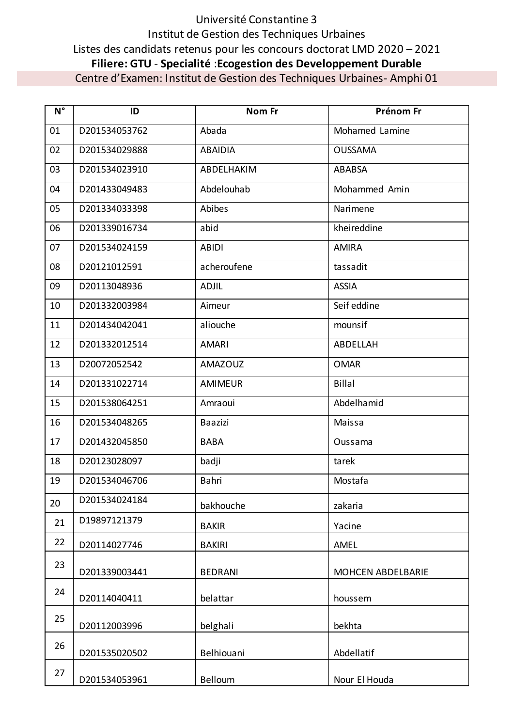Université Constantine 3

Institut de Gestion des Techniques Urbaines

Listes des candidats retenus pour les concours doctorat LMD 2020 – 2021

**Filiere: GTU** - **Specialité** :**Ecogestion des Developpement Durable**

Centre d'Examen: Institut de Gestion des Techniques Urbaines- Amphi 01

| N° | ID | Nom Fr | Prénom Fr |
|---|---|---|---|
| 01 | D201534053762 | Abada | Mohamed Lamine |
| 02 | D201534029888 | ABAIDIA | OUSSAMA |
| 03 | D201534023910 | ABDELHAKIM | ABABSA |
| 04 | D201433049483 | Abdelouhab | Mohammed Amin |
| 05 | D201334033398 | Abibes | Narimene |
| 06 | D201339016734 | abid | kheireddine |
| 07 | D201534024159 | ABIDI | AMIRA |
| 08 | D20121012591 | acheroufene | tassadit |
| 09 | D20113048936 | ADJIL | ASSIA |
| 10 | D201332003984 | Aimeur | Seif eddine |
| 11 | D201434042041 | aliouche | mounsif |
| 12 | D201332012514 | AMARI | ABDELLAH |
| 13 | D20072052542 | AMAZOUZ | OMAR |
| 14 | D201331022714 | AMIMEUR | Billal |
| 15 | D201538064251 | Amraoui | Abdelhamid |
| 16 | D201534048265 | Baazizi | Maissa |
| 17 | D201432045850 | BABA | Oussama |
| 18 | D20123028097 | badji | tarek |
| 19 | D201534046706 | Bahri | Mostafa |
| 20 | D201534024184 | bakhouche | zakaria |
| 21 | D19897121379 | BAKIR | Yacine |
| 22 | D20114027746 | BAKIRI | AMEL |
| 23 | D201339003441 | BEDRANI | MOHCEN ABDELBARIE |
| 24 | D20114040411 | belattar | houssem |
| 25 | D20112003996 | belghali | bekhta |
| 26 | D201535020502 | Belhiouani | Abdellatif |
| 27 | D201534053961 | Belloum | Nour El Houda |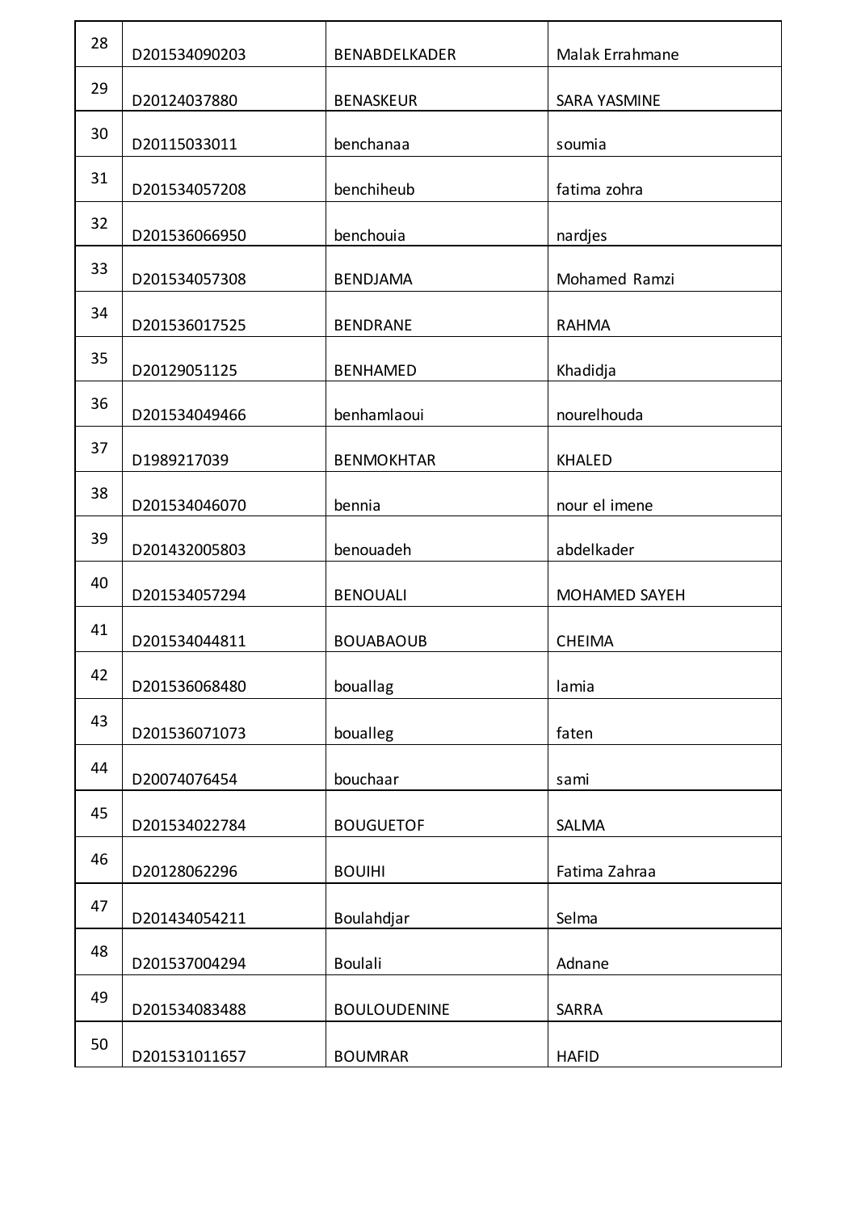| 28 | D201534090203 | BENABDELKADER | Malak Errahmane |
|---|---|---|---|
| 29 | D20124037880 | BENASKEUR | SARA YASMINE |
| 30 | D20115033011 | benchanaa | soumia |
| 31 | D201534057208 | benchiheub | fatima zohra |
| 32 | D201536066950 | benchouia | nardjes |
| 33 | D201534057308 | BENDJAMA | Mohamed Ramzi |
| 34 | D201536017525 | BENDRANE | RAHMA |
| 35 | D20129051125 | BENHAMED | Khadidja |
| 36 | D201534049466 | benhamlaoui | nourelhouda |
| 37 | D1989217039 | BENMOKHTAR | KHALED |
| 38 | D201534046070 | bennia | nour el imene |
| 39 | D201432005803 | benouadeh | abdelkader |
| 40 | D201534057294 | BENOUALI | MOHAMED SAYEH |
| 41 | D201534044811 | BOUABAOUB | CHEIMA |
| 42 | D201536068480 | bouallag | lamia |
| 43 | D201536071073 | boualleg | faten |
| 44 | D20074076454 | bouchaar | sami |
| 45 | D201534022784 | BOUGUETOF | SALMA |
| 46 | D20128062296 | BOUIHI | Fatima Zahraa |
| 47 | D201434054211 | Boulahdjar | Selma |
| 48 | D201537004294 | Boulali | Adnane |
| 49 | D201534083488 | BOULOUDENINE | SARRA |
| 50 | D201531011657 | BOUMRAR | HAFID |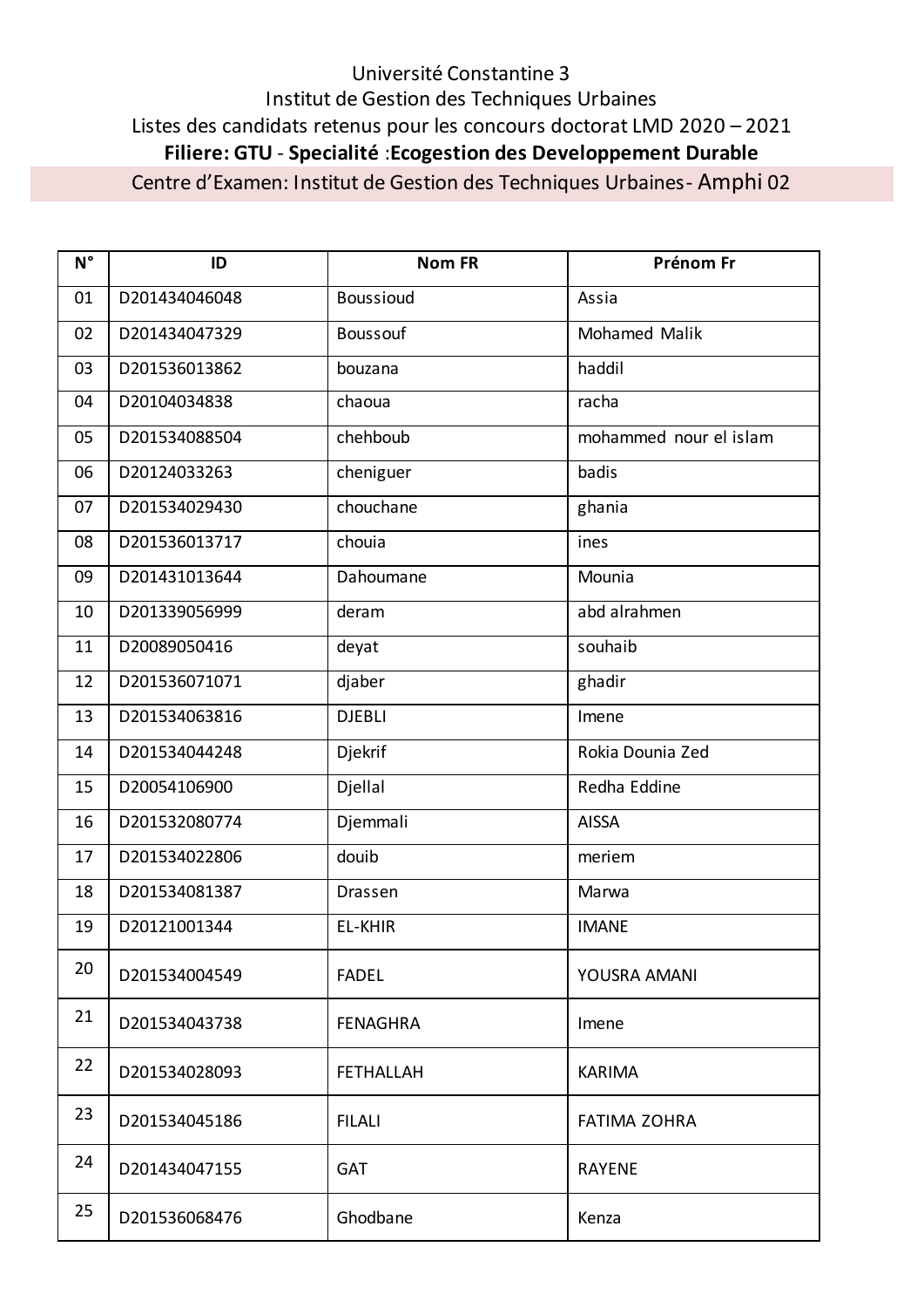Université Constantine 3

Institut de Gestion des Techniques Urbaines

Listes des candidats retenus pour les concours doctorat LMD 2020 – 2021

**Filiere: GTU** - **Specialité** :**Ecogestion des Developpement Durable**

Centre d'Examen: Institut de Gestion des Techniques Urbaines- Amphi 02

| N° | ID | Nom FR | Prénom Fr |
|---|---|---|---|
| 01 | D201434046048 | Boussioud | Assia |
| 02 | D201434047329 | Boussouf | Mohamed Malik |
| 03 | D201536013862 | bouzana | haddil |
| 04 | D20104034838 | chaoua | racha |
| 05 | D201534088504 | chehboub | mohammed nour el islam |
| 06 | D20124033263 | cheniguer | badis |
| 07 | D201534029430 | chouchane | ghania |
| 08 | D201536013717 | chouia | ines |
| 09 | D201431013644 | Dahoumane | Mounia |
| 10 | D201339056999 | deram | abd alrahmen |
| 11 | D20089050416 | deyat | souhaib |
| 12 | D201536071071 | djaber | ghadir |
| 13 | D201534063816 | DJEBLI | Imene |
| 14 | D201534044248 | Djekrif | Rokia Dounia Zed |
| 15 | D20054106900 | Djellal | Redha Eddine |
| 16 | D201532080774 | Djemmali | AISSA |
| 17 | D201534022806 | douib | meriem |
| 18 | D201534081387 | Drassen | Marwa |
| 19 | D20121001344 | EL-KHIR | IMANE |
| 20 | D201534004549 | FADEL | YOUSRA AMANI |
| 21 | D201534043738 | FENAGHRA | Imene |
| 22 | D201534028093 | FETHALLAH | KARIMA |
| 23 | D201534045186 | FILALI | FATIMA ZOHRA |
| 24 | D201434047155 | GAT | RAYENE |
| 25 | D201536068476 | Ghodbane | Kenza |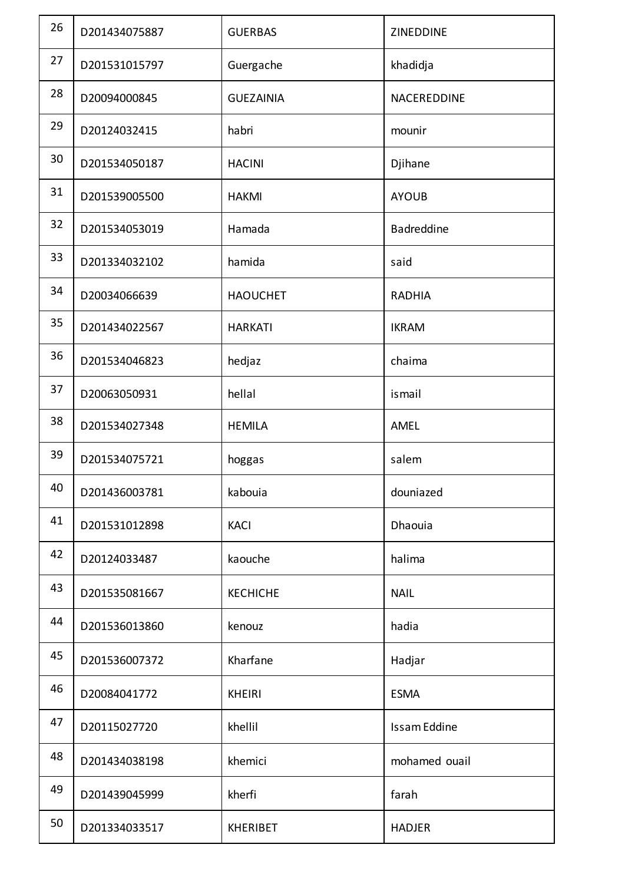| 26 | D201434075887 | GUERBAS | ZINEDDINE |
|---|---|---|---|
| 27 | D201531015797 | Guergache | khadidja |
| 28 | D20094000845 | GUEZAINIA | NACEREDDINE |
| 29 | D20124032415 | habri | mounir |
| 30 | D201534050187 | HACINI | Djihane |
| 31 | D201539005500 | HAKMI | AYOUB |
| 32 | D201534053019 | Hamada | Badreddine |
| 33 | D201334032102 | hamida | said |
| 34 | D20034066639 | HAOUCHET | RADHIA |
| 35 | D201434022567 | HARKATI | IKRAM |
| 36 | D201534046823 | hedjaz | chaima |
| 37 | D20063050931 | hellal | ismail |
| 38 | D201534027348 | HEMILA | AMEL |
| 39 | D201534075721 | hoggas | salem |
| 40 | D201436003781 | kabouia | douniazed |
| 41 | D201531012898 | KACI | Dhaouia |
| 42 | D20124033487 | kaouche | halima |
| 43 | D201535081667 | KECHICHE | NAIL |
| 44 | D201536013860 | kenouz | hadia |
| 45 | D201536007372 | Kharfane | Hadjar |
| 46 | D20084041772 | KHEIRI | ESMA |
| 47 | D20115027720 | khellil | Issam Eddine |
| 48 | D201434038198 | khemici | mohamed ouail |
| 49 | D201439045999 | kherfi | farah |
| 50 | D201334033517 | KHERIBET | HADJER |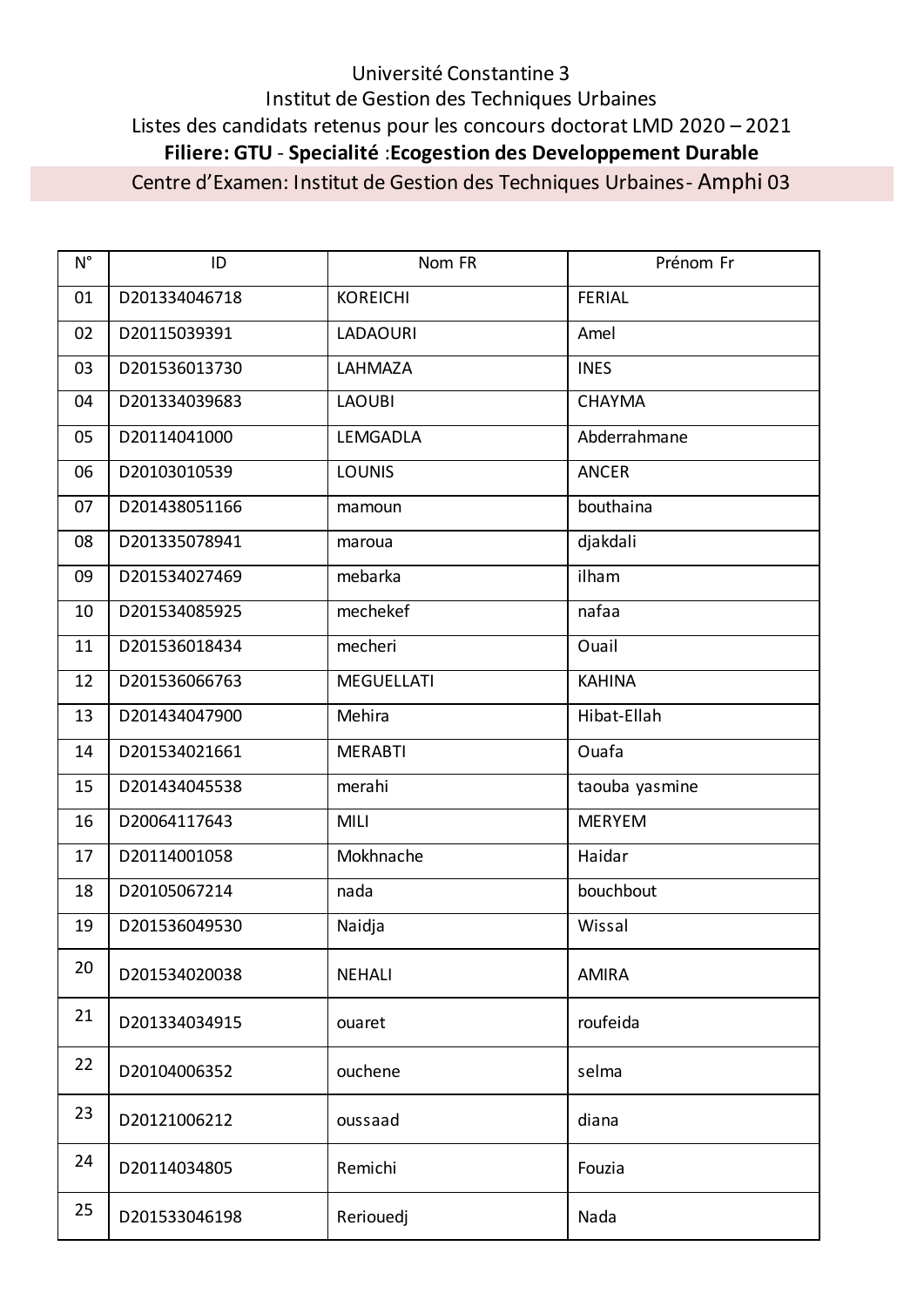Université Constantine 3

Institut de Gestion des Techniques Urbaines

Listes des candidats retenus pour les concours doctorat LMD 2020 – 2021

**Filiere: GTU - Specialité :Ecogestion des Developpement Durable**

Centre d'Examen: Institut de Gestion des Techniques Urbaines- Amphi 03

| N° | ID | Nom FR | Prénom Fr |
|---|---|---|---|
| 01 | D201334046718 | KOREICHI | FERIAL |
| 02 | D20115039391 | LADAOURI | Amel |
| 03 | D201536013730 | LAHMAZA | INES |
| 04 | D201334039683 | LAOUBI | CHAYMA |
| 05 | D20114041000 | LEMGADLA | Abderrahmane |
| 06 | D20103010539 | LOUNIS | ANCER |
| 07 | D201438051166 | mamoun | bouthaina |
| 08 | D201335078941 | maroua | djakdali |
| 09 | D201534027469 | mebarka | ilham |
| 10 | D201534085925 | mechekef | nafaa |
| 11 | D201536018434 | mecheri | Ouail |
| 12 | D201536066763 | MEGUELLATI | KAHINA |
| 13 | D201434047900 | Mehira | Hibat-Ellah |
| 14 | D201534021661 | MERABTI | Ouafa |
| 15 | D201434045538 | merahi | taouba yasmine |
| 16 | D20064117643 | MILI | MERYEM |
| 17 | D20114001058 | Mokhnache | Haidar |
| 18 | D20105067214 | nada | bouchbout |
| 19 | D201536049530 | Naidja | Wissal |
| 20 | D201534020038 | NEHALI | AMIRA |
| 21 | D201334034915 | ouaret | roufeida |
| 22 | D20104006352 | ouchene | selma |
| 23 | D20121006212 | oussaad | diana |
| 24 | D20114034805 | Remichi | Fouzia |
| 25 | D201533046198 | Reriouedj | Nada |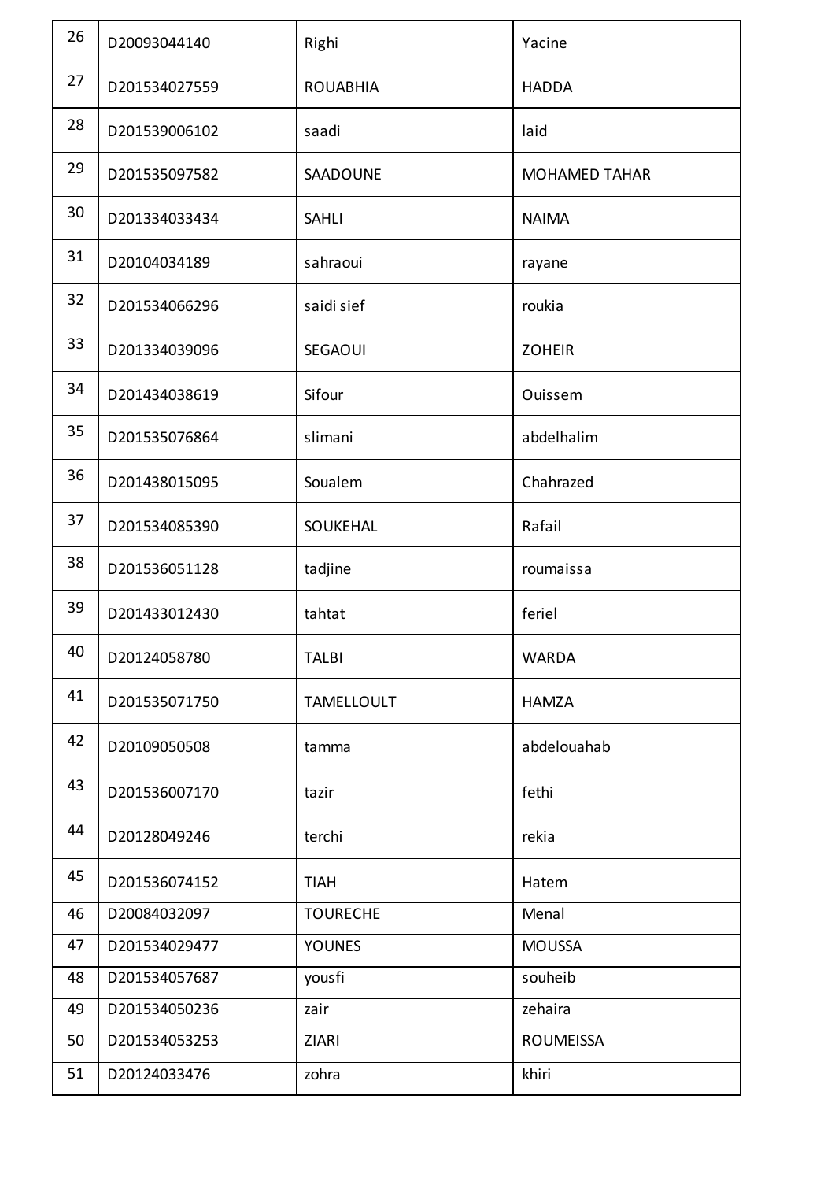| | | | |
|---|---|---|---|
| 26 | D20093044140 | Righi | Yacine |
| 27 | D201534027559 | ROUABHIA | HADDA |
| 28 | D201539006102 | saadi | laid |
| 29 | D201535097582 | SAADOUNE | MOHAMED TAHAR |
| 30 | D201334033434 | SAHLI | NAIMA |
| 31 | D20104034189 | sahraoui | rayane |
| 32 | D201534066296 | saidi sief | roukia |
| 33 | D201334039096 | SEGAOUI | ZOHEIR |
| 34 | D201434038619 | Sifour | Ouissem |
| 35 | D201535076864 | slimani | abdelhalim |
| 36 | D201438015095 | Soualem | Chahrazed |
| 37 | D201534085390 | SOUKEHAL | Rafail |
| 38 | D201536051128 | tadjine | roumaissa |
| 39 | D201433012430 | tahtat | feriel |
| 40 | D20124058780 | TALBI | WARDA |
| 41 | D201535071750 | TAMELLOULT | HAMZA |
| 42 | D20109050508 | tamma | abdelouahab |
| 43 | D201536007170 | tazir | fethi |
| 44 | D20128049246 | terchi | rekia |
| 45 | D201536074152 | TIAH | Hatem |
| 46 | D20084032097 | TOURECHE | Menal |
| 47 | D201534029477 | YOUNES | MOUSSA |
| 48 | D201534057687 | yousfi | souheib |
| 49 | D201534050236 | zair | zehaira |
| 50 | D201534053253 | ZIARI | ROUMEISSA |
| 51 | D20124033476 | zohra | khiri |